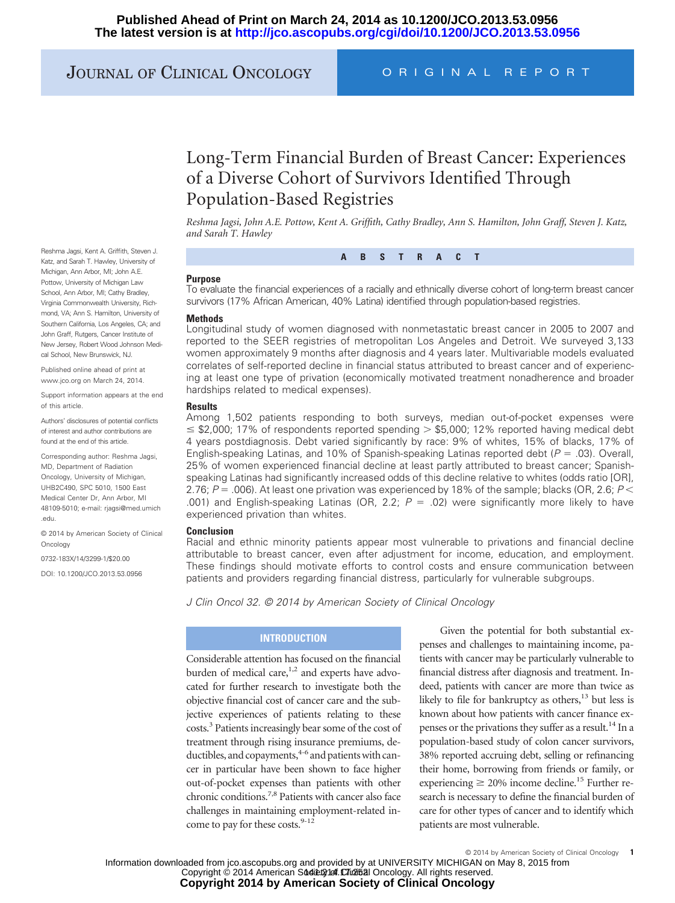# Long-Term Financial Burden of Breast Cancer: Experiences of a Diverse Cohort of Survivors Identified Through Population-Based Registries

*Reshma Jagsi, John A.E. Pottow, Kent A. Griffith, Cathy Bradley, Ann S. Hamilton, John Graff, Steven J. Katz, and Sarah T. Hawley*

Reshma Jagsi, Kent A. Griffith, Steven J. Katz, and Sarah T. Hawley, University of Michigan, Ann Arbor, MI; John A.E. Pottow, University of Michigan Law School, Ann Arbor, MI; Cathy Bradley, Virginia Commonwealth University, Richmond, VA; Ann S. Hamilton, University of Southern California, Los Angeles, CA; and John Graff, Rutgers, Cancer Institute of New Jersey, Robert Wood Johnson Medical School, New Brunswick, NJ.

Published online ahead of print at www.jco.org on March 24, 2014.

Support information appears at the end of this article.

Authors' disclosures of potential conflicts of interest and author contributions are found at the end of this article.

Corresponding author: Reshma Jagsi, MD, Department of Radiation Oncology, University of Michigan, UHB2C490, SPC 5010, 1500 East Medical Center Dr, Ann Arbor, MI 48109-5010; e-mail: rjagsi@med.umich.edu.

© 2014 by American Society of Clinical Oncology

0732-183X/14/3299-1/$20.00

DOI: 10.1200/JCO.2013.53.0956

## ABSTRACT

### Purpose

To evaluate the financial experiences of a racially and ethnically diverse cohort of long-term breast cancer survivors (17% African American, 40% Latina) identified through population-based registries.

### Methods

Longitudinal study of women diagnosed with nonmetastatic breast cancer in 2005 to 2007 and reported to the SEER registries of metropolitan Los Angeles and Detroit. We surveyed 3,133 women approximately 9 months after diagnosis and 4 years later. Multivariable models evaluated correlates of self-reported decline in financial status attributed to breast cancer and of experiencing at least one type of privation (economically motivated treatment nonadherence and broader hardships related to medical expenses).

### Results

Among 1,502 patients responding to both surveys, median out-of-pocket expenses were ≤ $2,000; 17% of respondents reported spending > $5,000; 12% reported having medical debt 4 years postdiagnosis. Debt varied significantly by race: 9% of whites, 15% of blacks, 17% of English-speaking Latinas, and 10% of Spanish-speaking Latinas reported debt ($P$ = .03). Overall, 25% of women experienced financial decline at least partly attributed to breast cancer; Spanish-speaking Latinas had significantly increased odds of this decline relative to whites (odds ratio [OR], 2.76; $P$ = .006). At least one privation was experienced by 18% of the sample; blacks (OR, 2.6; $P <$ .001) and English-speaking Latinas (OR, 2.2; $P$ = .02) were significantly more likely to have experienced privation than whites.

### Conclusion

Racial and ethnic minority patients appear most vulnerable to privations and financial decline attributable to breast cancer, even after adjustment for income, education, and employment. These findings should motivate efforts to control costs and ensure communication between patients and providers regarding financial distress, particularly for vulnerable subgroups.

*J Clin Oncol 32. © 2014 by American Society of Clinical Oncology*

## INTRODUCTION

Considerable attention has focused on the financial burden of medical care,[1,2] and experts have advocated for further research to investigate both the objective financial cost of cancer care and the subjective experiences of patients relating to these costs.[3] Patients increasingly bear some of the cost of treatment through rising insurance premiums, deductibles, and copayments,[4-6] and patients with cancer in particular have been shown to face higher out-of-pocket expenses than patients with other chronic conditions.[7,8] Patients with cancer also face challenges in maintaining employment-related income to pay for these costs.[9-12]

Given the potential for both substantial expenses and challenges to maintaining income, patients with cancer may be particularly vulnerable to financial distress after diagnosis and treatment. Indeed, patients with cancer are more than twice as likely to file for bankruptcy as others,[13] but less is known about how patients with cancer finance expenses or the privations they suffer as a result.[14] In a population-based study of colon cancer survivors, 38% reported accruing debt, selling or refinancing their home, borrowing from friends or family, or experiencing ≥ 20% income decline.[15] Further research is necessary to define the financial burden of care for other types of cancer and to identify which patients are most vulnerable.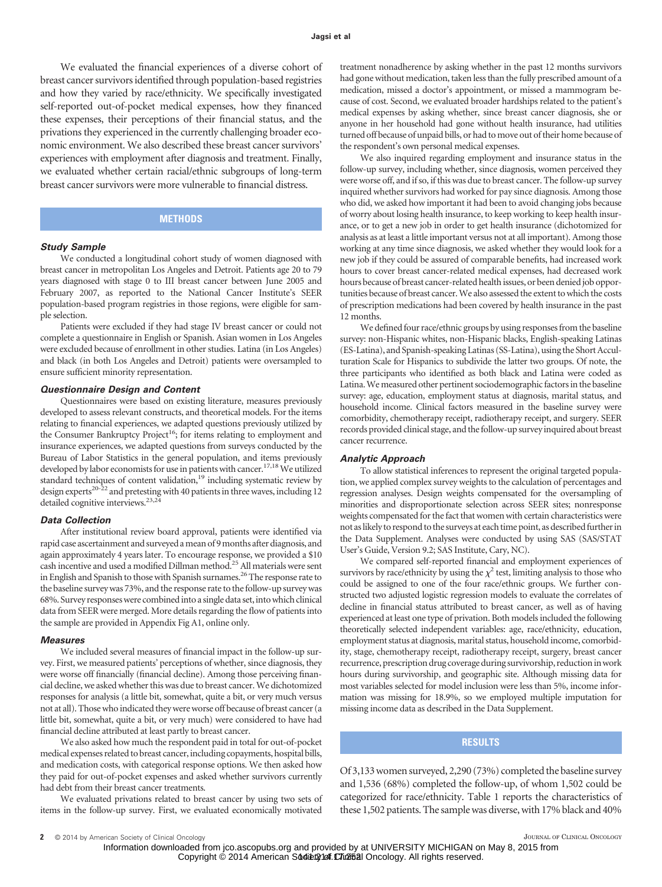We evaluated the financial experiences of a diverse cohort of breast cancer survivors identified through population-based registries and how they varied by race/ethnicity. We specifically investigated self-reported out-of-pocket medical expenses, how they financed these expenses, their perceptions of their financial status, and the privations they experienced in the currently challenging broader economic environment. We also described these breast cancer survivors' experiences with employment after diagnosis and treatment. Finally, we evaluated whether certain racial/ethnic subgroups of long-term breast cancer survivors were more vulnerable to financial distress.

## METHODS

### Study Sample

We conducted a longitudinal cohort study of women diagnosed with breast cancer in metropolitan Los Angeles and Detroit. Patients age 20 to 79 years diagnosed with stage 0 to III breast cancer between June 2005 and February 2007, as reported to the National Cancer Institute's SEER population-based program registries in those regions, were eligible for sample selection.

Patients were excluded if they had stage IV breast cancer or could not complete a questionnaire in English or Spanish. Asian women in Los Angeles were excluded because of enrollment in other studies. Latina (in Los Angeles) and black (in both Los Angeles and Detroit) patients were oversampled to ensure sufficient minority representation.

### Questionnaire Design and Content

Questionnaires were based on existing literature, measures previously developed to assess relevant constructs, and theoretical models. For the items relating to financial experiences, we adapted questions previously utilized by the Consumer Bankruptcy Project[16]; for items relating to employment and insurance experiences, we adapted questions from surveys conducted by the Bureau of Labor Statistics in the general population, and items previously developed by labor economists for use in patients with cancer.[17,18] We utilized standard techniques of content validation,[19] including systematic review by design experts[20-22] and pretesting with 40 patients in three waves, including 12 detailed cognitive interviews.[23,24]

### Data Collection

After institutional review board approval, patients were identified via rapid case ascertainment and surveyed a mean of 9 months after diagnosis, and again approximately 4 years later. To encourage response, we provided a $10 cash incentive and used a modified Dillman method.[25] All materials were sent in English and Spanish to those with Spanish surnames.[26] The response rate to the baseline survey was 73%, and the response rate to the follow-up survey was 68%. Survey responses were combined into a single data set, into which clinical data from SEER were merged. More details regarding the flow of patients into the sample are provided in Appendix Fig A1, online only.

### Measures

We included several measures of financial impact in the follow-up survey. First, we measured patients' perceptions of whether, since diagnosis, they were worse off financially (financial decline). Among those perceiving financial decline, we asked whether this was due to breast cancer. We dichotomized responses for analysis (a little bit, somewhat, quite a bit, or very much versus not at all). Those who indicated they were worse off because of breast cancer (a little bit, somewhat, quite a bit, or very much) were considered to have had financial decline attributed at least partly to breast cancer.

We also asked how much the respondent paid in total for out-of-pocket medical expenses related to breast cancer, including copayments, hospital bills, and medication costs, with categorical response options. We then asked how they paid for out-of-pocket expenses and asked whether survivors currently had debt from their breast cancer treatments.

We evaluated privations related to breast cancer by using two sets of items in the follow-up survey. First, we evaluated economically motivated treatment nonadherence by asking whether in the past 12 months survivors had gone without medication, taken less than the fully prescribed amount of a medication, missed a doctor's appointment, or missed a mammogram because of cost. Second, we evaluated broader hardships related to the patient's medical expenses by asking whether, since breast cancer diagnosis, she or anyone in her household had gone without health insurance, had utilities turned off because of unpaid bills, or had to move out of their home because of the respondent's own personal medical expenses.

We also inquired regarding employment and insurance status in the follow-up survey, including whether, since diagnosis, women perceived they were worse off, and if so, if this was due to breast cancer. The follow-up survey inquired whether survivors had worked for pay since diagnosis. Among those who did, we asked how important it had been to avoid changing jobs because of worry about losing health insurance, to keep working to keep health insurance, or to get a new job in order to get health insurance (dichotomized for analysis as at least a little important versus not at all important). Among those working at any time since diagnosis, we asked whether they would look for a new job if they could be assured of comparable benefits, had increased work hours to cover breast cancer-related medical expenses, had decreased work hours because of breast cancer-related health issues, or been denied job opportunities because of breast cancer. We also assessed the extent to which the costs of prescription medications had been covered by health insurance in the past 12 months.

We defined four race/ethnic groups by using responses from the baseline survey: non-Hispanic whites, non-Hispanic blacks, English-speaking Latinas (ES-Latina), and Spanish-speaking Latinas (SS-Latina), using the Short Acculturation Scale for Hispanics to subdivide the latter two groups. Of note, the three participants who identified as both black and Latina were coded as Latina. We measured other pertinent sociodemographic factors in the baseline survey: age, education, employment status at diagnosis, marital status, and household income. Clinical factors measured in the baseline survey were comorbidity, chemotherapy receipt, radiotherapy receipt, and surgery. SEER records provided clinical stage, and the follow-up survey inquired about breast cancer recurrence.

### Analytic Approach

To allow statistical inferences to represent the original targeted population, we applied complex survey weights to the calculation of percentages and regression analyses. Design weights compensated for the oversampling of minorities and disproportionate selection across SEER sites; nonresponse weights compensated for the fact that women with certain characteristics were not as likely to respond to the surveys at each time point, as described further in the Data Supplement. Analyses were conducted by using SAS (SAS/STAT User's Guide, Version 9.2; SAS Institute, Cary, NC).

We compared self-reported financial and employment experiences of survivors by race/ethnicity by using the $\chi^2$ test, limiting analysis to those who could be assigned to one of the four race/ethnic groups. We further constructed two adjusted logistic regression models to evaluate the correlates of decline in financial status attributed to breast cancer, as well as of having experienced at least one type of privation. Both models included the following theoretically selected independent variables: age, race/ethnicity, education, employment status at diagnosis, marital status, household income, comorbidity, stage, chemotherapy receipt, radiotherapy receipt, surgery, breast cancer recurrence, prescription drug coverage during survivorship, reduction in work hours during survivorship, and geographic site. Although missing data for most variables selected for model inclusion were less than 5%, income information was missing for 18.9%, so we employed multiple imputation for missing income data as described in the Data Supplement.

## RESULTS

Of 3,133 women surveyed, 2,290 (73%) completed the baseline survey and 1,536 (68%) completed the follow-up, of whom 1,502 could be categorized for race/ethnicity. Table 1 reports the characteristics of these 1,502 patients. The sample was diverse, with 17% black and 40%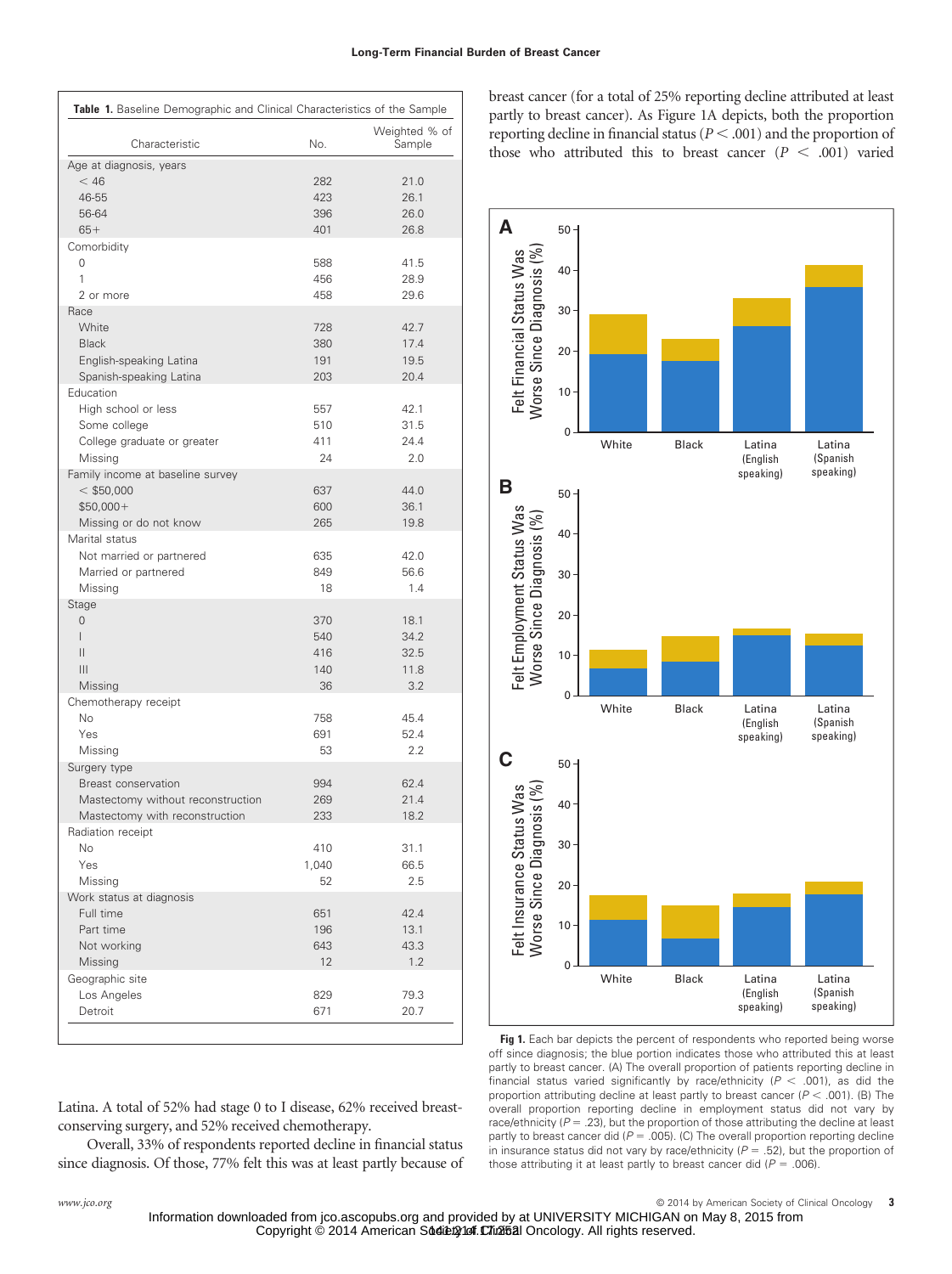**Table 1.** Baseline Demographic and Clinical Characteristics of the Sample

| Characteristic | No. | Weighted % of Sample |
|---|---|---|
| Age at diagnosis, years | | |
| < 46 | 282 | 21.0 |
| 46-55 | 423 | 26.1 |
| 56-64 | 396 | 26.0 |
| 65+ | 401 | 26.8 |
| Comorbidity | | |
| 0 | 588 | 41.5 |
| 1 | 456 | 28.9 |
| 2 or more | 458 | 29.6 |
| Race | | |
| White | 728 | 42.7 |
| Black | 380 | 17.4 |
| English-speaking Latina | 191 | 19.5 |
| Spanish-speaking Latina | 203 | 20.4 |
| Education | | |
| High school or less | 557 | 42.1 |
| Some college | 510 | 31.5 |
| College graduate or greater | 411 | 24.4 |
| Missing | 24 | 2.0 |
| Family income at baseline survey | | |
| < $50,000 | 637 | 44.0 |
| $50,000+ | 600 | 36.1 |
| Missing or do not know | 265 | 19.8 |
| Marital status | | |
| Not married or partnered | 635 | 42.0 |
| Married or partnered | 849 | 56.6 |
| Missing | 18 | 1.4 |
| Stage | | |
| 0 | 370 | 18.1 |
| I | 540 | 34.2 |
| II | 416 | 32.5 |
| III | 140 | 11.8 |
| Missing | 36 | 3.2 |
| Chemotherapy receipt | | |
| No | 758 | 45.4 |
| Yes | 691 | 52.4 |
| Missing | 53 | 2.2 |
| Surgery type | | |
| Breast conservation | 994 | 62.4 |
| Mastectomy without reconstruction | 269 | 21.4 |
| Mastectomy with reconstruction | 233 | 18.2 |
| Radiation receipt | | |
| No | 410 | 31.1 |
| Yes | 1,040 | 66.5 |
| Missing | 52 | 2.5 |
| Work status at diagnosis | | |
| Full time | 651 | 42.4 |
| Part time | 196 | 13.1 |
| Not working | 643 | 43.3 |
| Missing | 12 | 1.2 |
| Geographic site | | |
| Los Angeles | 829 | 79.3 |
| Detroit | 671 | 20.7 |

Latina. A total of 52% had stage 0 to I disease, 62% received breast-conserving surgery, and 52% received chemotherapy.

Overall, 33% of respondents reported decline in financial status since diagnosis. Of those, 77% felt this was at least partly because of breast cancer (for a total of 25% reporting decline attributed at least partly to breast cancer). As Figure 1A depicts, both the proportion reporting decline in financial status ($P < .001$) and the proportion of those who attributed this to breast cancer ($P < .001$) varied

**Fig 1.** Each bar depicts the percent of respondents who reported being worse off since diagnosis; the blue portion indicates those who attributed this at least partly to breast cancer. (A) The overall proportion of patients reporting decline in financial status varied significantly by race/ethnicity ($P < .001$), as did the proportion attributing decline at least partly to breast cancer ($P < .001$). (B) The overall proportion reporting decline in employment status did not vary by race/ethnicity ($P = .23$), but the proportion of those attributing the decline at least partly to breast cancer did ($P = .005$). (C) The overall proportion reporting decline in insurance status did not vary by race/ethnicity ($P = .52$), but the proportion of those attributing it at least partly to breast cancer did ($P = .006$).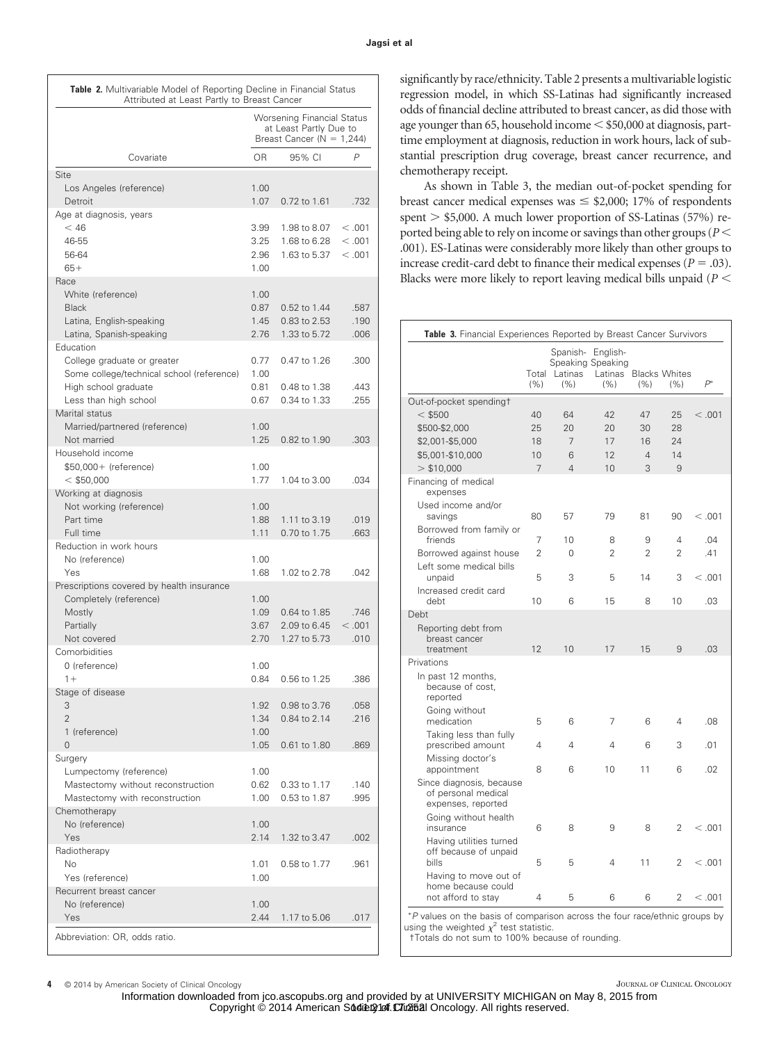**Table 2.** Multivariable Model of Reporting Decline in Financial Status Attributed at Least Partly to Breast Cancer

| Covariate | Worsening Financial Status at Least Partly Due to Breast Cancer (N = 1,244) | | |
|---|---|---|---|
| | OR | 95% CI | *P* |
| **Site** | | | |
| Los Angeles (reference) | 1.00 | | |
| Detroit | 1.07 | 0.72 to 1.61 | .732 |
| **Age at diagnosis, years** | | | |
| < 46 | 3.99 | 1.98 to 8.07 | < .001 |
| 46-55 | 3.25 | 1.68 to 6.28 | < .001 |
| 56-64 | 2.96 | 1.63 to 5.37 | < .001 |
| 65+ | 1.00 | | |
| **Race** | | | |
| White (reference) | 1.00 | | |
| Black | 0.87 | 0.52 to 1.44 | .587 |
| Latina, English-speaking | 1.45 | 0.83 to 2.53 | .190 |
| Latina, Spanish-speaking | 2.76 | 1.33 to 5.72 | .006 |
| **Education** | | | |
| College graduate or greater | 0.77 | 0.47 to 1.26 | .300 |
| Some college/technical school (reference) | 1.00 | | |
| High school graduate | 0.81 | 0.48 to 1.38 | .443 |
| Less than high school | 0.67 | 0.34 to 1.33 | .255 |
| **Marital status** | | | |
| Married/partnered (reference) | 1.00 | | |
| Not married | 1.25 | 0.82 to 1.90 | .303 |
| **Household income** | | | |
| $50,000+ (reference) | 1.00 | | |
| < $50,000 | 1.77 | 1.04 to 3.00 | .034 |
| **Working at diagnosis** | | | |
| Not working (reference) | 1.00 | | |
| Part time | 1.88 | 1.11 to 3.19 | .019 |
| Full time | 1.11 | 0.70 to 1.75 | .663 |
| **Reduction in work hours** | | | |
| No (reference) | 1.00 | | |
| Yes | 1.68 | 1.02 to 2.78 | .042 |
| **Prescriptions covered by health insurance** | | | |
| Completely (reference) | 1.00 | | |
| Mostly | 1.09 | 0.64 to 1.85 | .746 |
| Partially | 3.67 | 2.09 to 6.45 | < .001 |
| Not covered | 2.70 | 1.27 to 5.73 | .010 |
| **Comorbidities** | | | |
| 0 (reference) | 1.00 | | |
| 1+ | 0.84 | 0.56 to 1.25 | .386 |
| **Stage of disease** | | | |
| 3 | 1.92 | 0.98 to 3.76 | .058 |
| 2 | 1.34 | 0.84 to 2.14 | .216 |
| 1 (reference) | 1.00 | | |
| 0 | 1.05 | 0.61 to 1.80 | .869 |
| **Surgery** | | | |
| Lumpectomy (reference) | 1.00 | | |
| Mastectomy without reconstruction | 0.62 | 0.33 to 1.17 | .140 |
| Mastectomy with reconstruction | 1.00 | 0.53 to 1.87 | .995 |
| **Chemotherapy** | | | |
| No (reference) | 1.00 | | |
| Yes | 2.14 | 1.32 to 3.47 | .002 |
| **Radiotherapy** | | | |
| No | 1.01 | 0.58 to 1.77 | .961 |
| Yes (reference) | 1.00 | | |
| **Recurrent breast cancer** | | | |
| No (reference) | 1.00 | | |
| Yes | 2.44 | 1.17 to 5.06 | .017 |

Abbreviation: OR, odds ratio.

significantly by race/ethnicity. Table 2 presents a multivariable logistic regression model, in which SS-Latinas had significantly increased odds of financial decline attributed to breast cancer, as did those with age younger than 65, household income < $50,000 at diagnosis, part-time employment at diagnosis, reduction in work hours, lack of substantial prescription drug coverage, breast cancer recurrence, and chemotherapy receipt.

As shown in Table 3, the median out-of-pocket spending for breast cancer medical expenses was ≤ $2,000; 17% of respondents spent > $5,000. A much lower proportion of SS-Latinas (57%) reported being able to rely on income or savings than other groups ($P < .001$). ES-Latinas were considerably more likely than other groups to increase credit-card debt to finance their medical expenses ($P = .03$). Blacks were more likely to report leaving medical bills unpaid ($P <$

**Table 3.** Financial Experiences Reported by Breast Cancer Survivors

| | Total (%) | Spanish-Speaking Latinas (%) | English-Speaking Latinas (%) | Blacks (%) | Whites (%) | *P*\* |
|---|---|---|---|---|---|---|
| **Out-of-pocket spending†** | | | | | | |
| < $500 | 40 | 64 | 42 | 47 | 25 | < .001 |
| $500-$2,000 | 25 | 20 | 20 | 30 | 28 | |
| $2,001-$5,000 | 18 | 7 | 17 | 16 | 24 | |
| $5,001-$10,000 | 10 | 6 | 12 | 4 | 14 | |
| > $10,000 | 7 | 4 | 10 | 3 | 9 | |
| **Financing of medical expenses** | | | | | | |
| Used income and/or savings | 80 | 57 | 79 | 81 | 90 | < .001 |
| Borrowed from family or friends | 7 | 10 | 8 | 9 | 4 | .04 |
| Borrowed against house | 2 | 0 | 2 | 2 | 2 | .41 |
| Left some medical bills unpaid | 5 | 3 | 5 | 14 | 3 | < .001 |
| Increased credit card debt | 10 | 6 | 15 | 8 | 10 | .03 |
| **Debt** | | | | | | |
| Reporting debt from breast cancer treatment | 12 | 10 | 17 | 15 | 9 | .03 |
| **Privations** | | | | | | |
| In past 12 months, because of cost, reported | | | | | | |
| Going without medication | 5 | 6 | 7 | 6 | 4 | .08 |
| Taking less than fully prescribed amount | 4 | 4 | 4 | 6 | 3 | .01 |
| Missing doctor's appointment | 8 | 6 | 10 | 11 | 6 | .02 |
| Since diagnosis, because of personal medical expenses, reported | | | | | | |
| Going without health insurance | 6 | 8 | 9 | 8 | 2 | < .001 |
| Having utilities turned off because of unpaid bills | 5 | 5 | 4 | 11 | 2 | < .001 |
| Having to move out of home because could not afford to stay | 4 | 5 | 6 | 6 | 2 | < .001 |

\**P* values on the basis of comparison across the four race/ethnic groups by using the weighted $\chi^2$ test statistic.
†Totals do not sum to 100% because of rounding.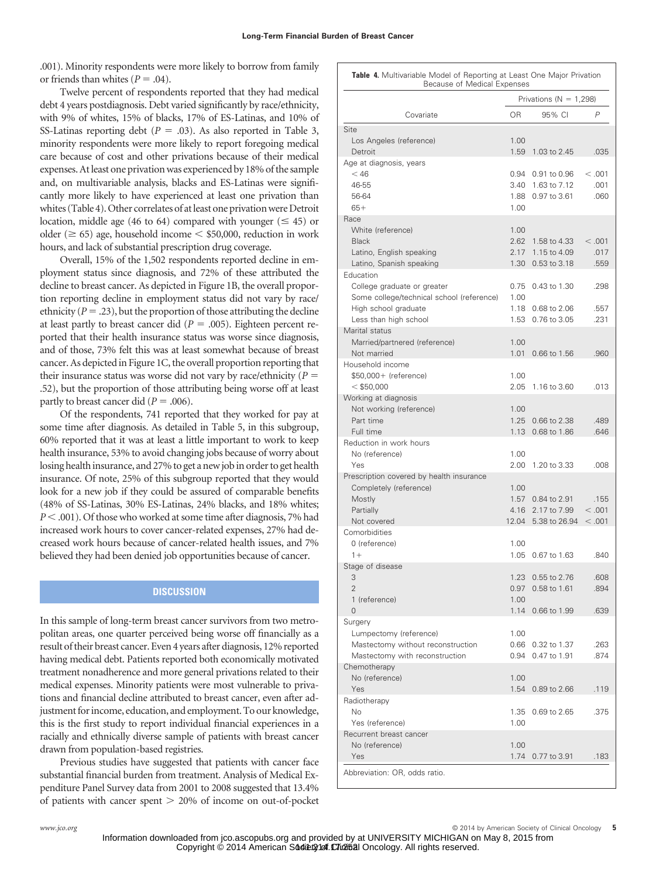.001). Minority respondents were more likely to borrow from family or friends than whites ($P = .04$).

Twelve percent of respondents reported that they had medical debt 4 years postdiagnosis. Debt varied significantly by race/ethnicity, with 9% of whites, 15% of blacks, 17% of ES-Latinas, and 10% of SS-Latinas reporting debt ($P = .03$). As also reported in Table 3, minority respondents were more likely to report foregoing medical care because of cost and other privations because of their medical expenses. At least one privation was experienced by 18% of the sample and, on multivariable analysis, blacks and ES-Latinas were significantly more likely to have experienced at least one privation than whites (Table 4). Other correlates of at least one privation were Detroit location, middle age (46 to 64) compared with younger (≤ 45) or older (≥ 65) age, household income < \$50,000, reduction in work hours, and lack of substantial prescription drug coverage.

Overall, 15% of the 1,502 respondents reported decline in employment status since diagnosis, and 72% of these attributed the decline to breast cancer. As depicted in Figure 1B, the overall proportion reporting decline in employment status did not vary by race/ethnicity ($P = .23$), but the proportion of those attributing the decline at least partly to breast cancer did ($P = .005$). Eighteen percent reported that their health insurance status was worse since diagnosis, and of those, 73% felt this was at least somewhat because of breast cancer. As depicted in Figure 1C, the overall proportion reporting that their insurance status was worse did not vary by race/ethnicity ($P = .52$), but the proportion of those attributing being worse off at least partly to breast cancer did ($P = .006$).

Of the respondents, 741 reported that they worked for pay at some time after diagnosis. As detailed in Table 5, in this subgroup, 60% reported that it was at least a little important to work to keep health insurance, 53% to avoid changing jobs because of worry about losing health insurance, and 27% to get a new job in order to get health insurance. Of note, 25% of this subgroup reported that they would look for a new job if they could be assured of comparable benefits (48% of SS-Latinas, 30% ES-Latinas, 24% blacks, and 18% whites; $P < .001$). Of those who worked at some time after diagnosis, 7% had increased work hours to cover cancer-related expenses, 27% had decreased work hours because of cancer-related health issues, and 7% believed they had been denied job opportunities because of cancer.

**Table 4.** Multivariable Model of Reporting at Least One Major Privation Because of Medical Expenses

| Covariate | Privations (N = 1,298) OR | 95% CI | P |
|---|---|---|---|
| **Site** | | | |
| Los Angeles (reference) | 1.00 | | |
| Detroit | 1.59 | 1.03 to 2.45 | .035 |
| **Age at diagnosis, years** | | | |
| < 46 | 0.94 | 0.91 to 0.96 | < .001 |
| 46-55 | 3.40 | 1.63 to 7.12 | .001 |
| 56-64 | 1.88 | 0.97 to 3.61 | .060 |
| 65+ | 1.00 | | |
| **Race** | | | |
| White (reference) | 1.00 | | |
| Black | 2.62 | 1.58 to 4.33 | < .001 |
| Latino, English speaking | 2.17 | 1.15 to 4.09 | .017 |
| Latino, Spanish speaking | 1.30 | 0.53 to 3.18 | .559 |
| **Education** | | | |
| College graduate or greater | 0.75 | 0.43 to 1.30 | .298 |
| Some college/technical school (reference) | 1.00 | | |
| High school graduate | 1.18 | 0.68 to 2.06 | .557 |
| Less than high school | 1.53 | 0.76 to 3.05 | .231 |
| **Marital status** | | | |
| Married/partnered (reference) | 1.00 | | |
| Not married | 1.01 | 0.66 to 1.56 | .960 |
| **Household income** | | | |
| \$50,000+ (reference) | 1.00 | | |
| < \$50,000 | 2.05 | 1.16 to 3.60 | .013 |
| **Working at diagnosis** | | | |
| Not working (reference) | 1.00 | | |
| Part time | 1.25 | 0.66 to 2.38 | .489 |
| Full time | 1.13 | 0.68 to 1.86 | .646 |
| **Reduction in work hours** | | | |
| No (reference) | 1.00 | | |
| Yes | 2.00 | 1.20 to 3.33 | .008 |
| **Prescription covered by health insurance** | | | |
| Completely (reference) | 1.00 | | |
| Mostly | 1.57 | 0.84 to 2.91 | .155 |
| Partially | 4.16 | 2.17 to 7.99 | < .001 |
| Not covered | 12.04 | 5.38 to 26.94 | < .001 |
| **Comorbidities** | | | |
| 0 (reference) | 1.00 | | |
| 1+ | 1.05 | 0.67 to 1.63 | .840 |
| **Stage of disease** | | | |
| 3 | 1.23 | 0.55 to 2.76 | .608 |
| 2 | 0.97 | 0.58 to 1.61 | .894 |
| 1 (reference) | 1.00 | | |
| 0 | 1.14 | 0.66 to 1.99 | .639 |
| **Surgery** | | | |
| Lumpectomy (reference) | 1.00 | | |
| Mastectomy without reconstruction | 0.66 | 0.32 to 1.37 | .263 |
| Mastectomy with reconstruction | 0.94 | 0.47 to 1.91 | .874 |
| **Chemotherapy** | | | |
| No (reference) | 1.00 | | |
| Yes | 1.54 | 0.89 to 2.66 | .119 |
| **Radiotherapy** | | | |
| No | 1.35 | 0.69 to 2.65 | .375 |
| Yes (reference) | 1.00 | | |
| **Recurrent breast cancer** | | | |
| No (reference) | 1.00 | | |
| Yes | 1.74 | 0.77 to 3.91 | .183 |

Abbreviation: OR, odds ratio.

## DISCUSSION

In this sample of long-term breast cancer survivors from two metropolitan areas, one quarter perceived being worse off financially as a result of their breast cancer. Even 4 years after diagnosis, 12% reported having medical debt. Patients reported both economically motivated treatment nonadherence and more general privations related to their medical expenses. Minority patients were most vulnerable to privations and financial decline attributed to breast cancer, even after adjustment for income, education, and employment. To our knowledge, this is the first study to report individual financial experiences in a racially and ethnically diverse sample of patients with breast cancer drawn from population-based registries.

Previous studies have suggested that patients with cancer face substantial financial burden from treatment. Analysis of Medical Expenditure Panel Survey data from 2001 to 2008 suggested that 13.4% of patients with cancer spent > 20% of income on out-of-pocket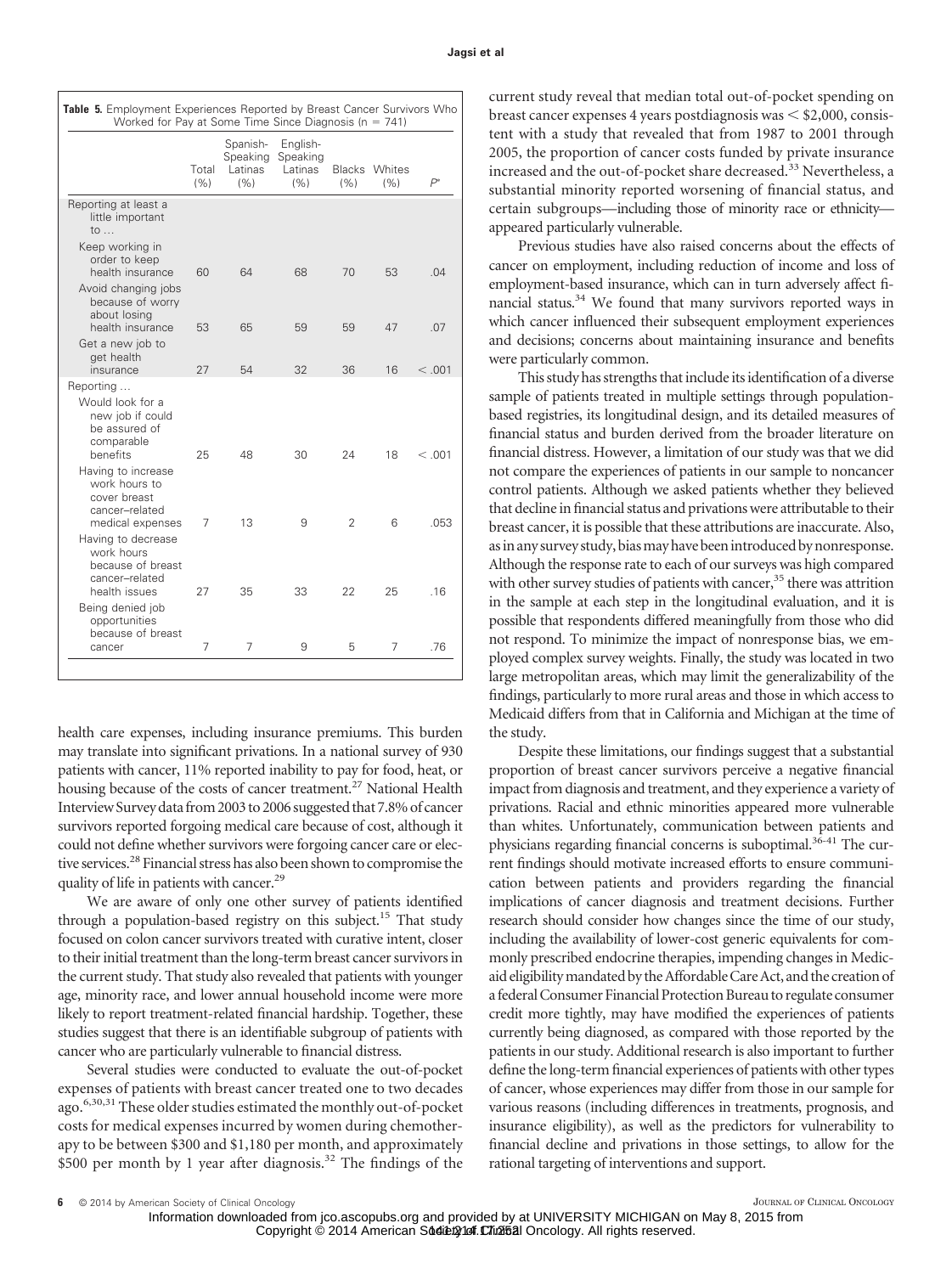**Table 5.** Employment Experiences Reported by Breast Cancer Survivors Who Worked for Pay at Some Time Since Diagnosis (n = 741)

| | Total (%) | Spanish-Speaking Latinas (%) | English-Speaking Latinas (%) | Blacks (%) | Whites (%) | $P^*$ |
|---|---|---|---|---|---|---|
| Reporting at least a little important to … | | | | | | |
| Keep working in order to keep health insurance | 60 | 64 | 68 | 70 | 53 | .04 |
| Avoid changing jobs because of worry about losing health insurance | 53 | 65 | 59 | 59 | 47 | .07 |
| Get a new job to get health insurance | 27 | 54 | 32 | 36 | 16 | < .001 |
| Reporting … | | | | | | |
| Would look for a new job if could be assured of comparable benefits | 25 | 48 | 30 | 24 | 18 | < .001 |
| Having to increase work hours to cover breast cancer–related medical expenses | 7 | 13 | 9 | 2 | 6 | .053 |
| Having to decrease work hours because of breast cancer–related health issues | 27 | 35 | 33 | 22 | 25 | .16 |
| Being denied job opportunities because of breast cancer | 7 | 7 | 9 | 5 | 7 | .76 |

health care expenses, including insurance premiums. This burden may translate into significant privations. In a national survey of 930 patients with cancer, 11% reported inability to pay for food, heat, or housing because of the costs of cancer treatment.[27] National Health Interview Survey data from 2003 to 2006 suggested that 7.8% of cancer survivors reported forgoing medical care because of cost, although it could not define whether survivors were forgoing cancer care or elective services.[28] Financial stress has also been shown to compromise the quality of life in patients with cancer.[29]

We are aware of only one other survey of patients identified through a population-based registry on this subject.[15] That study focused on colon cancer survivors treated with curative intent, closer to their initial treatment than the long-term breast cancer survivors in the current study. That study also revealed that patients with younger age, minority race, and lower annual household income were more likely to report treatment-related financial hardship. Together, these studies suggest that there is an identifiable subgroup of patients with cancer who are particularly vulnerable to financial distress.

Several studies were conducted to evaluate the out-of-pocket expenses of patients with breast cancer treated one to two decades ago.[6,30,31] These older studies estimated the monthly out-of-pocket costs for medical expenses incurred by women during chemotherapy to be between \$300 and \$1,180 per month, and approximately \$500 per month by 1 year after diagnosis.[32] The findings of the current study reveal that median total out-of-pocket spending on breast cancer expenses 4 years postdiagnosis was < \$2,000, consistent with a study that revealed that from 1987 to 2001 through 2005, the proportion of cancer costs funded by private insurance increased and the out-of-pocket share decreased.[33] Nevertheless, a substantial minority reported worsening of financial status, and certain subgroups—including those of minority race or ethnicity—appeared particularly vulnerable.

Previous studies have also raised concerns about the effects of cancer on employment, including reduction of income and loss of employment-based insurance, which can in turn adversely affect financial status.[34] We found that many survivors reported ways in which cancer influenced their subsequent employment experiences and decisions; concerns about maintaining insurance and benefits were particularly common.

This study has strengths that include its identification of a diverse sample of patients treated in multiple settings through population-based registries, its longitudinal design, and its detailed measures of financial status and burden derived from the broader literature on financial distress. However, a limitation of our study was that we did not compare the experiences of patients in our sample to noncancer control patients. Although we asked patients whether they believed that decline in financial status and privations were attributable to their breast cancer, it is possible that these attributions are inaccurate. Also, as in any survey study, bias may have been introduced by nonresponse. Although the response rate to each of our surveys was high compared with other survey studies of patients with cancer,[35] there was attrition in the sample at each step in the longitudinal evaluation, and it is possible that respondents differed meaningfully from those who did not respond. To minimize the impact of nonresponse bias, we employed complex survey weights. Finally, the study was located in two large metropolitan areas, which may limit the generalizability of the findings, particularly to more rural areas and those in which access to Medicaid differs from that in California and Michigan at the time of the study.

Despite these limitations, our findings suggest that a substantial proportion of breast cancer survivors perceive a negative financial impact from diagnosis and treatment, and they experience a variety of privations. Racial and ethnic minorities appeared more vulnerable than whites. Unfortunately, communication between patients and physicians regarding financial concerns is suboptimal.[36-41] The current findings should motivate increased efforts to ensure communication between patients and providers regarding the financial implications of cancer diagnosis and treatment decisions. Further research should consider how changes since the time of our study, including the availability of lower-cost generic equivalents for commonly prescribed endocrine therapies, impending changes in Medicaid eligibility mandated by the Affordable Care Act, and the creation of a federal Consumer Financial Protection Bureau to regulate consumer credit more tightly, may have modified the experiences of patients currently being diagnosed, as compared with those reported by the patients in our study. Additional research is also important to further define the long-term financial experiences of patients with other types of cancer, whose experiences may differ from those in our sample for various reasons (including differences in treatments, prognosis, and insurance eligibility), as well as the predictors for vulnerability to financial decline and privations in those settings, to allow for the rational targeting of interventions and support.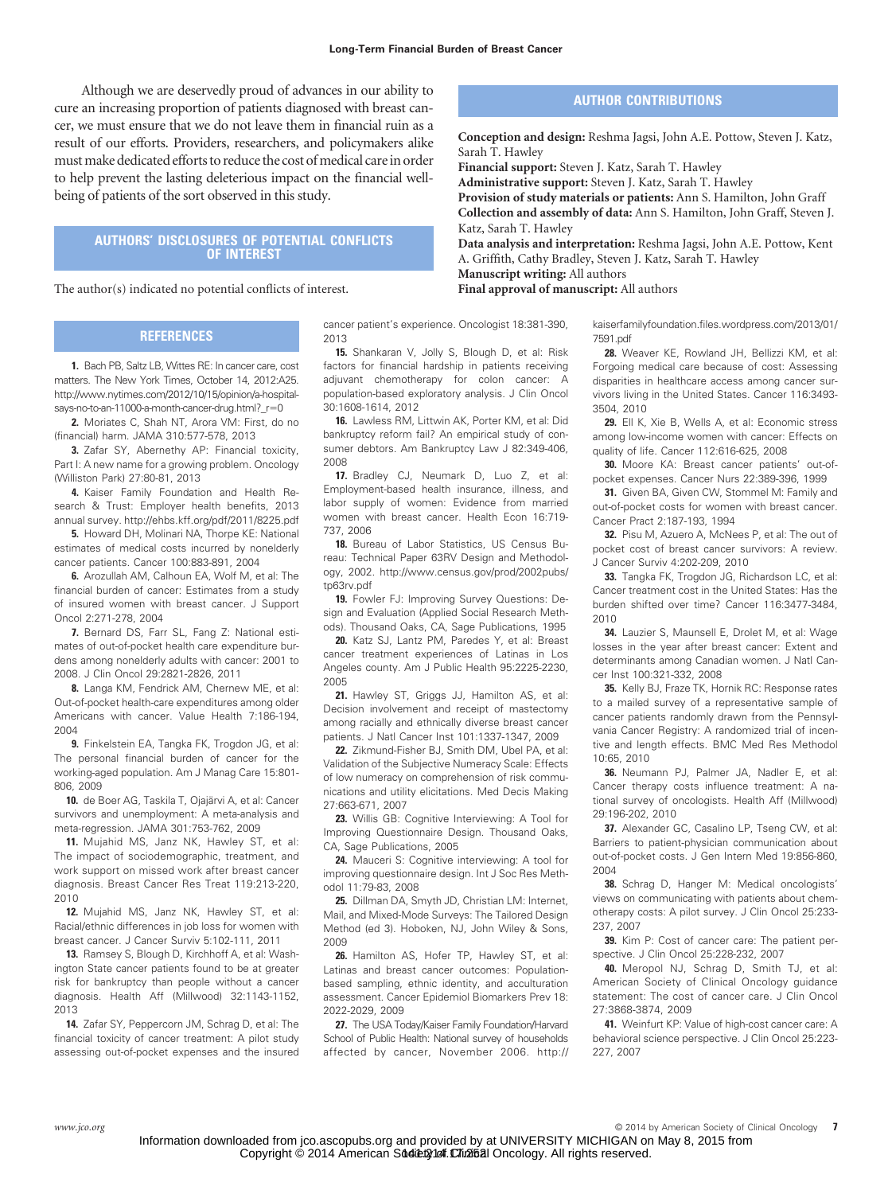Although we are deservedly proud of advances in our ability to cure an increasing proportion of patients diagnosed with breast cancer, we must ensure that we do not leave them in financial ruin as a result of our efforts. Providers, researchers, and policymakers alike must make dedicated efforts to reduce the cost of medical care in order to help prevent the lasting deleterious impact on the financial well-being of patients of the sort observed in this study.

## AUTHORS' DISCLOSURES OF POTENTIAL CONFLICTS OF INTEREST

The author(s) indicated no potential conflicts of interest.

## AUTHOR CONTRIBUTIONS

**Conception and design:** Reshma Jagsi, John A.E. Pottow, Steven J. Katz, Sarah T. Hawley
**Financial support:** Steven J. Katz, Sarah T. Hawley
**Administrative support:** Steven J. Katz, Sarah T. Hawley
**Provision of study materials or patients:** Ann S. Hamilton, John Graff
**Collection and assembly of data:** Ann S. Hamilton, John Graff, Steven J. Katz, Sarah T. Hawley
**Data analysis and interpretation:** Reshma Jagsi, John A.E. Pottow, Kent A. Griffith, Cathy Bradley, Steven J. Katz, Sarah T. Hawley
**Manuscript writing:** All authors
**Final approval of manuscript:** All authors

## REFERENCES

**1.** Bach PB, Saltz LB, Wittes RE: In cancer care, cost matters. The New York Times, October 14, 2012:A25. http://www.nytimes.com/2012/10/15/opinion/a-hospital-says-no-to-an-11000-a-month-cancer-drug.html?_r=0

**2.** Moriates C, Shah NT, Arora VM: First, do no (financial) harm. JAMA 310:577-578, 2013

**3.** Zafar SY, Abernethy AP: Financial toxicity, Part I: A new name for a growing problem. Oncology (Williston Park) 27:80-81, 2013

**4.** Kaiser Family Foundation and Health Research & Trust: Employer health benefits, 2013 annual survey. http://ehbs.kff.org/pdf/2011/8225.pdf

**5.** Howard DH, Molinari NA, Thorpe KE: National estimates of medical costs incurred by nonelderly cancer patients. Cancer 100:883-891, 2004

**6.** Arozullah AM, Calhoun EA, Wolf M, et al: The financial burden of cancer: Estimates from a study of insured women with breast cancer. J Support Oncol 2:271-278, 2004

**7.** Bernard DS, Farr SL, Fang Z: National estimates of out-of-pocket health care expenditure burdens among nonelderly adults with cancer: 2001 to 2008. J Clin Oncol 29:2821-2826, 2011

**8.** Langa KM, Fendrick AM, Chernew ME, et al: Out-of-pocket health-care expenditures among older Americans with cancer. Value Health 7:186-194, 2004

**9.** Finkelstein EA, Tangka FK, Trogdon JG, et al: The personal financial burden of cancer for the working-aged population. Am J Manag Care 15:801-806, 2009

**10.** de Boer AG, Taskila T, Ojajärvi A, et al: Cancer survivors and unemployment: A meta-analysis and meta-regression. JAMA 301:753-762, 2009

**11.** Mujahid MS, Janz NK, Hawley ST, et al: The impact of sociodemographic, treatment, and work support on missed work after breast cancer diagnosis. Breast Cancer Res Treat 119:213-220, 2010

**12.** Mujahid MS, Janz NK, Hawley ST, et al: Racial/ethnic differences in job loss for women with breast cancer. J Cancer Surviv 5:102-111, 2011

**13.** Ramsey S, Blough D, Kirchhoff A, et al: Washington State cancer patients found to be at greater risk for bankruptcy than people without a cancer diagnosis. Health Aff (Millwood) 32:1143-1152, 2013

**14.** Zafar SY, Peppercorn JM, Schrag D, et al: The financial toxicity of cancer treatment: A pilot study assessing out-of-pocket expenses and the insured cancer patient's experience. Oncologist 18:381-390, 2013

**15.** Shankaran V, Jolly S, Blough D, et al: Risk factors for financial hardship in patients receiving adjuvant chemotherapy for colon cancer: A population-based exploratory analysis. J Clin Oncol 30:1608-1614, 2012

**16.** Lawless RM, Littwin AK, Porter KM, et al: Did bankruptcy reform fail? An empirical study of consumer debtors. Am Bankruptcy Law J 82:349-406, 2008

**17.** Bradley CJ, Neumark D, Luo Z, et al: Employment-based health insurance, illness, and labor supply of women: Evidence from married women with breast cancer. Health Econ 16:719-737, 2006

**18.** Bureau of Labor Statistics, US Census Bureau: Technical Paper 63RV Design and Methodology, 2002. http://www.census.gov/prod/2002pubs/tp63rv.pdf

**19.** Fowler FJ: Improving Survey Questions: Design and Evaluation (Applied Social Research Methods). Thousand Oaks, CA, Sage Publications, 1995

**20.** Katz SJ, Lantz PM, Paredes Y, et al: Breast cancer treatment experiences of Latinas in Los Angeles county. Am J Public Health 95:2225-2230, 2005

**21.** Hawley ST, Griggs JJ, Hamilton AS, et al: Decision involvement and receipt of mastectomy among racially and ethnically diverse breast cancer patients. J Natl Cancer Inst 101:1337-1347, 2009

**22.** Zikmund-Fisher BJ, Smith DM, Ubel PA, et al: Validation of the Subjective Numeracy Scale: Effects of low numeracy on comprehension of risk communications and utility elicitations. Med Decis Making 27:663-671, 2007

**23.** Willis GB: Cognitive Interviewing: A Tool for Improving Questionnaire Design. Thousand Oaks, CA, Sage Publications, 2005

**24.** Mauceri S: Cognitive interviewing: A tool for improving questionnaire design. Int J Soc Res Methodol 11:79-83, 2008

**25.** Dillman DA, Smyth JD, Christian LM: Internet, Mail, and Mixed-Mode Surveys: The Tailored Design Method (ed 3). Hoboken, NJ, John Wiley & Sons, 2009

**26.** Hamilton AS, Hofer TP, Hawley ST, et al: Latinas and breast cancer outcomes: Population-based sampling, ethnic identity, and acculturation assessment. Cancer Epidemiol Biomarkers Prev 18:2022-2029, 2009

**27.** The USA Today/Kaiser Family Foundation/Harvard School of Public Health: National survey of households affected by cancer, November 2006. http://kaiserfamilyfoundation.files.wordpress.com/2013/01/7591.pdf

**28.** Weaver KE, Rowland JH, Bellizzi KM, et al: Forgoing medical care because of cost: Assessing disparities in healthcare access among cancer survivors living in the United States. Cancer 116:3493-3504, 2010

**29.** Ell K, Xie B, Wells A, et al: Economic stress among low-income women with cancer: Effects on quality of life. Cancer 112:616-625, 2008

**30.** Moore KA: Breast cancer patients' out-of-pocket expenses. Cancer Nurs 22:389-396, 1999

**31.** Given BA, Given CW, Stommel M: Family and out-of-pocket costs for women with breast cancer. Cancer Pract 2:187-193, 1994

**32.** Pisu M, Azuero A, McNees P, et al: The out of pocket cost of breast cancer survivors: A review. J Cancer Surviv 4:202-209, 2010

**33.** Tangka FK, Trogdon JG, Richardson LC, et al: Cancer treatment cost in the United States: Has the burden shifted over time? Cancer 116:3477-3484, 2010

**34.** Lauzier S, Maunsell E, Drolet M, et al: Wage losses in the year after breast cancer: Extent and determinants among Canadian women. J Natl Cancer Inst 100:321-332, 2008

**35.** Kelly BJ, Fraze TK, Hornik RC: Response rates to a mailed survey of a representative sample of cancer patients randomly drawn from the Pennsylvania Cancer Registry: A randomized trial of incentive and length effects. BMC Med Res Methodol 10:65, 2010

**36.** Neumann PJ, Palmer JA, Nadler E, et al: Cancer therapy costs influence treatment: A national survey of oncologists. Health Aff (Millwood) 29:196-202, 2010

**37.** Alexander GC, Casalino LP, Tseng CW, et al: Barriers to patient-physician communication about out-of-pocket costs. J Gen Intern Med 19:856-860, 2004

**38.** Schrag D, Hanger M: Medical oncologists' views on communicating with patients about chemotherapy costs: A pilot survey. J Clin Oncol 25:233-237, 2007

**39.** Kim P: Cost of cancer care: The patient perspective. J Clin Oncol 25:228-232, 2007

**40.** Meropol NJ, Schrag D, Smith TJ, et al: American Society of Clinical Oncology guidance statement: The cost of cancer care. J Clin Oncol 27:3868-3874, 2009

**41.** Weinfurt KP: Value of high-cost cancer care: A behavioral science perspective. J Clin Oncol 25:223-227, 2007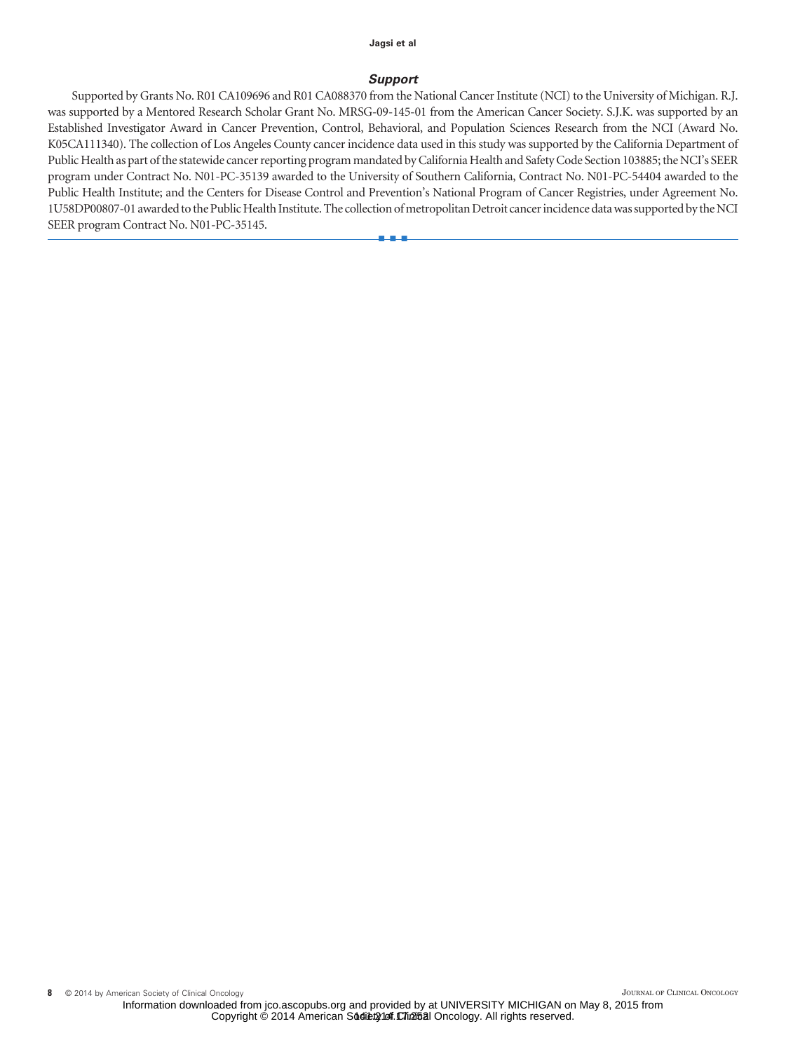## Support

Supported by Grants No. R01 CA109696 and R01 CA088370 from the National Cancer Institute (NCI) to the University of Michigan. R.J. was supported by a Mentored Research Scholar Grant No. MRSG-09-145-01 from the American Cancer Society. S.J.K. was supported by an Established Investigator Award in Cancer Prevention, Control, Behavioral, and Population Sciences Research from the NCI (Award No. K05CA111340). The collection of Los Angeles County cancer incidence data used in this study was supported by the California Department of Public Health as part of the statewide cancer reporting program mandated by California Health and Safety Code Section 103885; the NCI's SEER program under Contract No. N01-PC-35139 awarded to the University of Southern California, Contract No. N01-PC-54404 awarded to the Public Health Institute; and the Centers for Disease Control and Prevention's National Program of Cancer Registries, under Agreement No. 1U58DP00807-01 awarded to the Public Health Institute. The collection of metropolitan Detroit cancer incidence data was supported by the NCI SEER program Contract No. N01-PC-35145.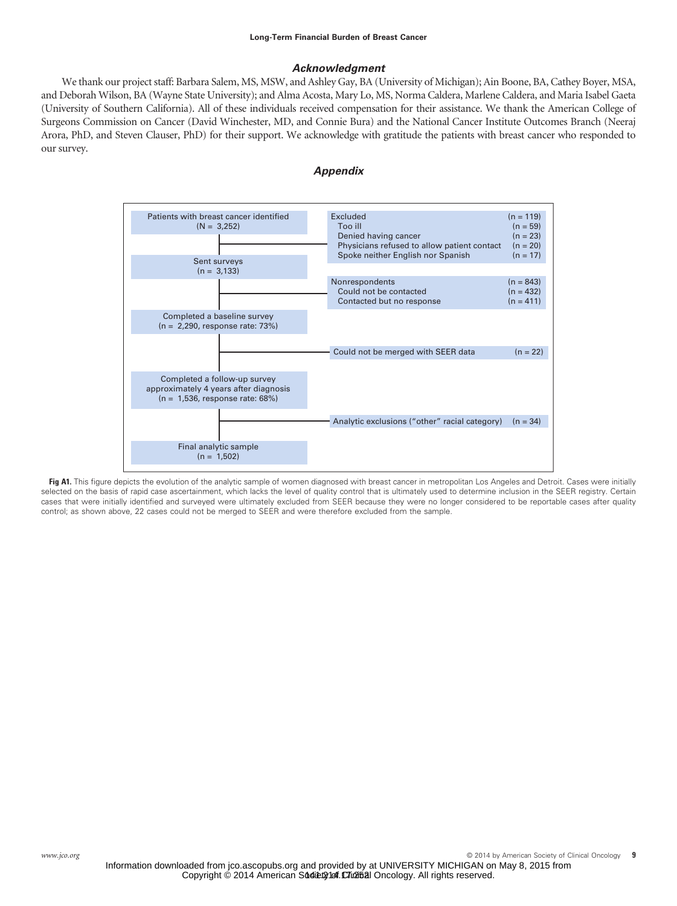## Acknowledgment

We thank our project staff: Barbara Salem, MS, MSW, and Ashley Gay, BA (University of Michigan); Ain Boone, BA, Cathey Boyer, MSA, and Deborah Wilson, BA (Wayne State University); and Alma Acosta, Mary Lo, MS, Norma Caldera, Marlene Caldera, and Maria Isabel Gaeta (University of Southern California). All of these individuals received compensation for their assistance. We thank the American College of Surgeons Commission on Cancer (David Winchester, MD, and Connie Bura) and the National Cancer Institute Outcomes Branch (Neeraj Arora, PhD, and Steven Clauser, PhD) for their support. We acknowledge with gratitude the patients with breast cancer who responded to our survey.

## Appendix

Patients with breast cancer identified
(N = 3,252)

Excluded (n = 119)
Too ill (n = 59)
Denied having cancer (n = 23)
Physicians refused to allow patient contact (n = 20)
Spoke neither English nor Spanish (n = 17)

Sent surveys
(n = 3,133)

Nonrespondents (n = 843)
Could not be contacted (n = 432)
Contacted but no response (n = 411)

Completed a baseline survey
(n = 2,290, response rate: 73%)

Could not be merged with SEER data (n = 22)

Completed a follow-up survey
approximately 4 years after diagnosis
(n = 1,536, response rate: 68%)

Analytic exclusions ("other" racial category) (n = 34)

Final analytic sample
(n = 1,502)

**Fig A1.** This figure depicts the evolution of the analytic sample of women diagnosed with breast cancer in metropolitan Los Angeles and Detroit. Cases were initially selected on the basis of rapid case ascertainment, which lacks the level of quality control that is ultimately used to determine inclusion in the SEER registry. Certain cases that were initially identified and surveyed were ultimately excluded from SEER because they were no longer considered to be reportable cases after quality control; as shown above, 22 cases could not be merged to SEER and were therefore excluded from the sample.